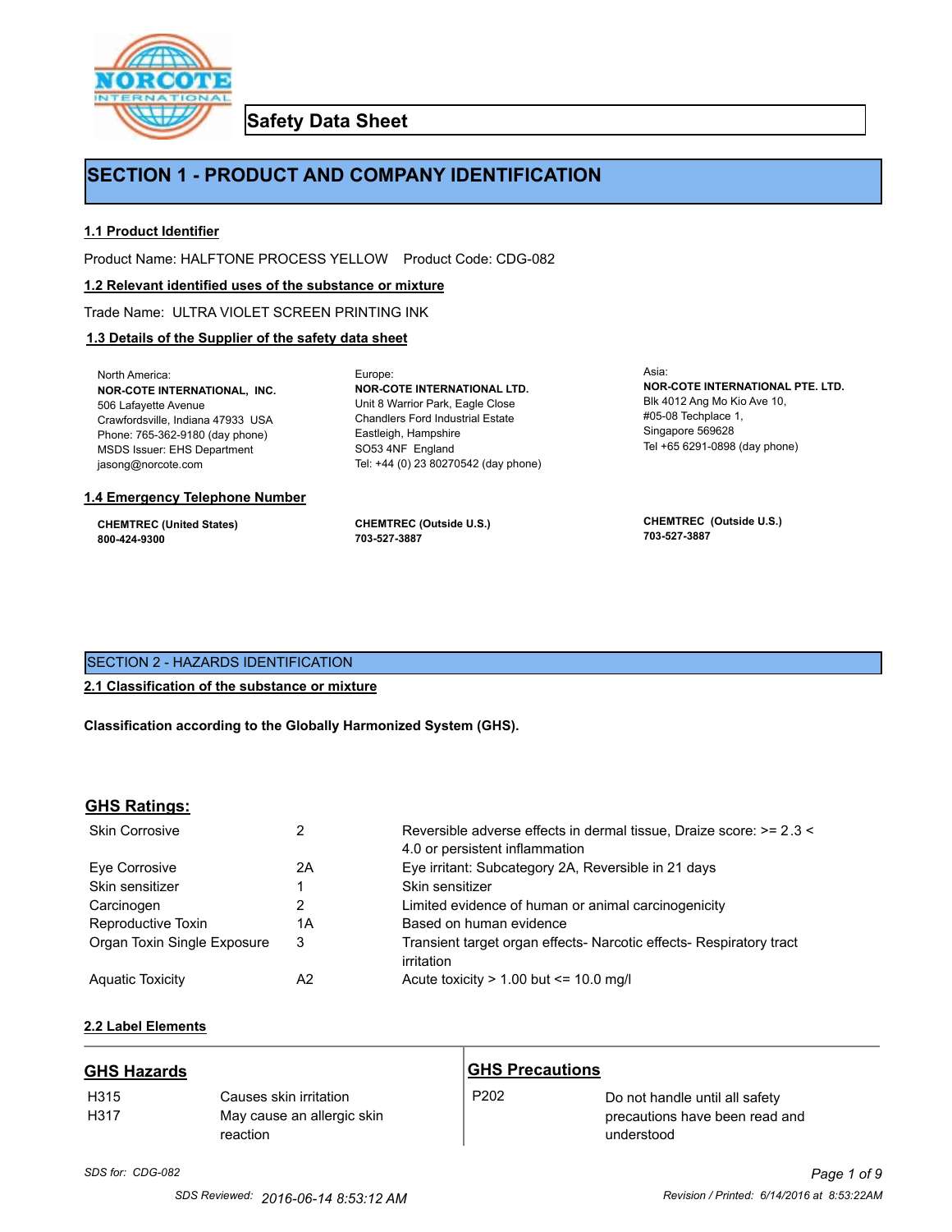# Safety Data Sheet

## SECTION 1 - PRODUCT AND COMPANY IDENTIFICATION

### 1.1 Product Identifier

Product Name: HALFTONE PROCESS YELLOW    Product Code: CDG-082

### 1.2 Relevant identified uses of the substance or mixture

Trade Name: ULTRA VIOLET SCREEN PRINTING INK

### 1.3 Details of the Supplier of the safety data sheet

North America:
**NOR-COTE INTERNATIONAL, INC.**
506 Lafayette Avenue
Crawfordsville, Indiana 47933 USA
Phone: 765-362-9180 (day phone)
MSDS Issuer: EHS Department
jasong@norcote.com

Europe:
**NOR-COTE INTERNATIONAL LTD.**
Unit 8 Warrior Park, Eagle Close
Chandlers Ford Industrial Estate
Eastleigh, Hampshire
SO53 4NF England
Tel: +44 (0) 23 80270542 (day phone)

Asia:
**NOR-COTE INTERNATIONAL PTE. LTD.**
Blk 4012 Ang Mo Kio Ave 10,
#05-08 Techplace 1,
Singapore 569628
Tel +65 6291-0898 (day phone)

### 1.4 Emergency Telephone Number

**CHEMTREC (United States)**
**800-424-9300**

**CHEMTREC (Outside U.S.)**
**703-527-3887**

**CHEMTREC (Outside U.S.)**
**703-527-3887**

## SECTION 2 - HAZARDS IDENTIFICATION

### 2.1 Classification of the substance or mixture

**Classification according to the Globally Harmonized System (GHS).**

### GHS Ratings:

| | | |
|---|---|---|
| Skin Corrosive | 2 | Reversible adverse effects in dermal tissue, Draize score: >= 2.3 < 4.0 or persistent inflammation |
| Eye Corrosive | 2A | Eye irritant: Subcategory 2A, Reversible in 21 days |
| Skin sensitizer | 1 | Skin sensitizer |
| Carcinogen | 2 | Limited evidence of human or animal carcinogenicity |
| Reproductive Toxin | 1A | Based on human evidence |
| Organ Toxin Single Exposure | 3 | Transient target organ effects- Narcotic effects- Respiratory tract irritation |
| Aquatic Toxicity | A2 | Acute toxicity > 1.00 but <= 10.0 mg/l |

### 2.2 Label Elements

#### GHS Hazards

| | |
|---|---|
| H315 | Causes skin irritation |
| H317 | May cause an allergic skin reaction |

#### GHS Precautions

| | |
|---|---|
| P202 | Do not handle until all safety precautions have been read and understood |

*SDS for: CDG-082*

*SDS Reviewed: 2016-06-14 8:53:12 AM*

*Revision / Printed: 6/14/2016 at 8:53:22AM*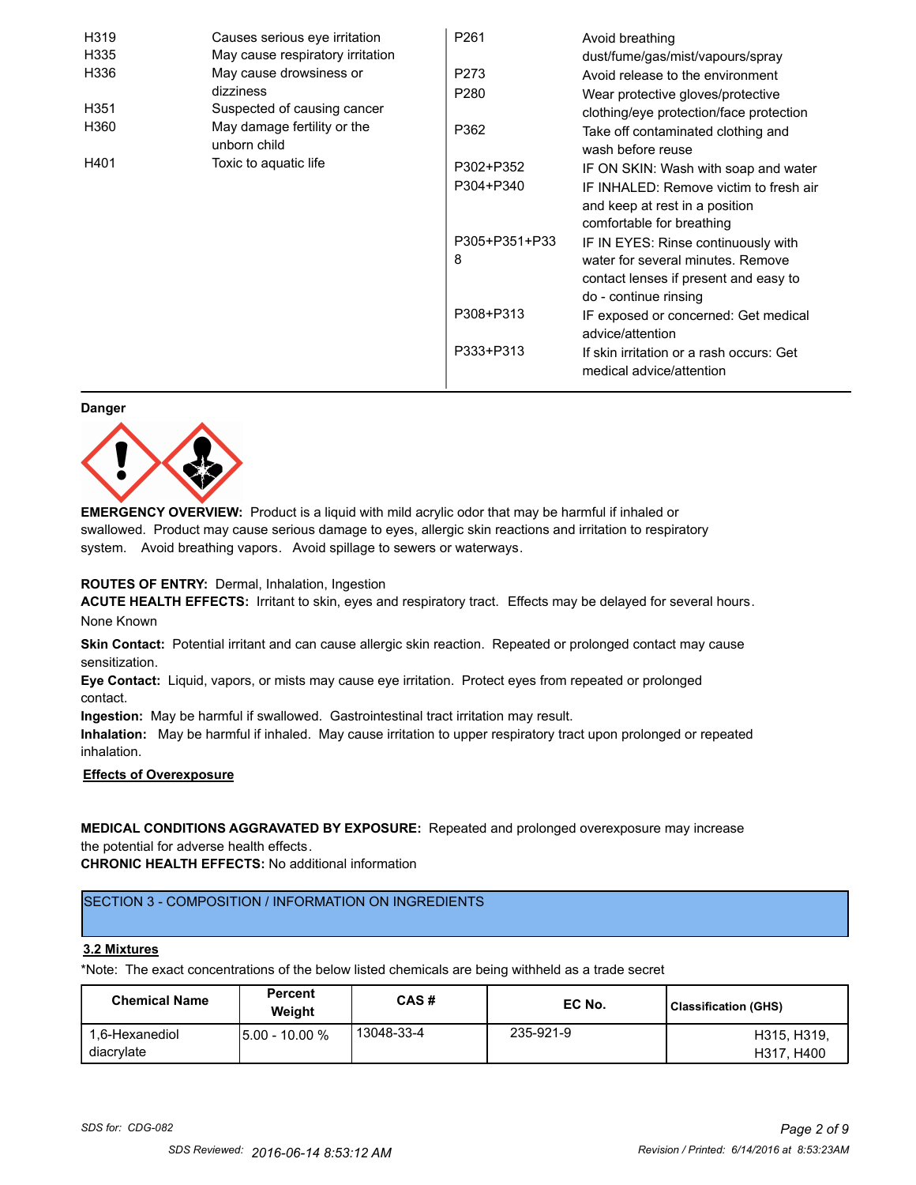| | | | |
|---|---|---|---|
| H319 | Causes serious eye irritation | P261 | Avoid breathing dust/fume/gas/mist/vapours/spray |
| H335 | May cause respiratory irritation | P273 | Avoid release to the environment |
| H336 | May cause drowsiness or dizziness | P280 | Wear protective gloves/protective clothing/eye protection/face protection |
| H351 | Suspected of causing cancer | P362 | Take off contaminated clothing and wash before reuse |
| H360 | May damage fertility or the unborn child | P302+P352 | IF ON SKIN: Wash with soap and water |
| H401 | Toxic to aquatic life | P304+P340 | IF INHALED: Remove victim to fresh air and keep at rest in a position comfortable for breathing |
| | | P305+P351+P338 | IF IN EYES: Rinse continuously with water for several minutes. Remove contact lenses if present and easy to do - continue rinsing |
| | | P308+P313 | IF exposed or concerned: Get medical advice/attention |
| | | P333+P313 | If skin irritation or a rash occurs: Get medical advice/attention |

**Danger**

**EMERGENCY OVERVIEW:** Product is a liquid with mild acrylic odor that may be harmful if inhaled or swallowed. Product may cause serious damage to eyes, allergic skin reactions and irritation to respiratory system. Avoid breathing vapors. Avoid spillage to sewers or waterways.

**ROUTES OF ENTRY:** Dermal, Inhalation, Ingestion

**ACUTE HEALTH EFFECTS:** Irritant to skin, eyes and respiratory tract. Effects may be delayed for several hours.

None Known

**Skin Contact:** Potential irritant and can cause allergic skin reaction. Repeated or prolonged contact may cause sensitization.

**Eye Contact:** Liquid, vapors, or mists may cause eye irritation. Protect eyes from repeated or prolonged contact.

**Ingestion:** May be harmful if swallowed. Gastrointestinal tract irritation may result.

**Inhalation:** May be harmful if inhaled. May cause irritation to upper respiratory tract upon prolonged or repeated inhalation.

**Effects of Overexposure**

**MEDICAL CONDITIONS AGGRAVATED BY EXPOSURE:** Repeated and prolonged overexposure may increase the potential for adverse health effects.

**CHRONIC HEALTH EFFECTS:** No additional information

## SECTION 3 - COMPOSITION / INFORMATION ON INGREDIENTS

**3.2 Mixtures**

*Note: The exact concentrations of the below listed chemicals are being withheld as a trade secret

| Chemical Name | Percent Weight | CAS # | EC No. | Classification (GHS) |
|---|---|---|---|---|
| 1,6-Hexanediol diacrylate | 5.00 - 10.00 % | 13048-33-4 | 235-921-9 | H315, H319, H317, H400 |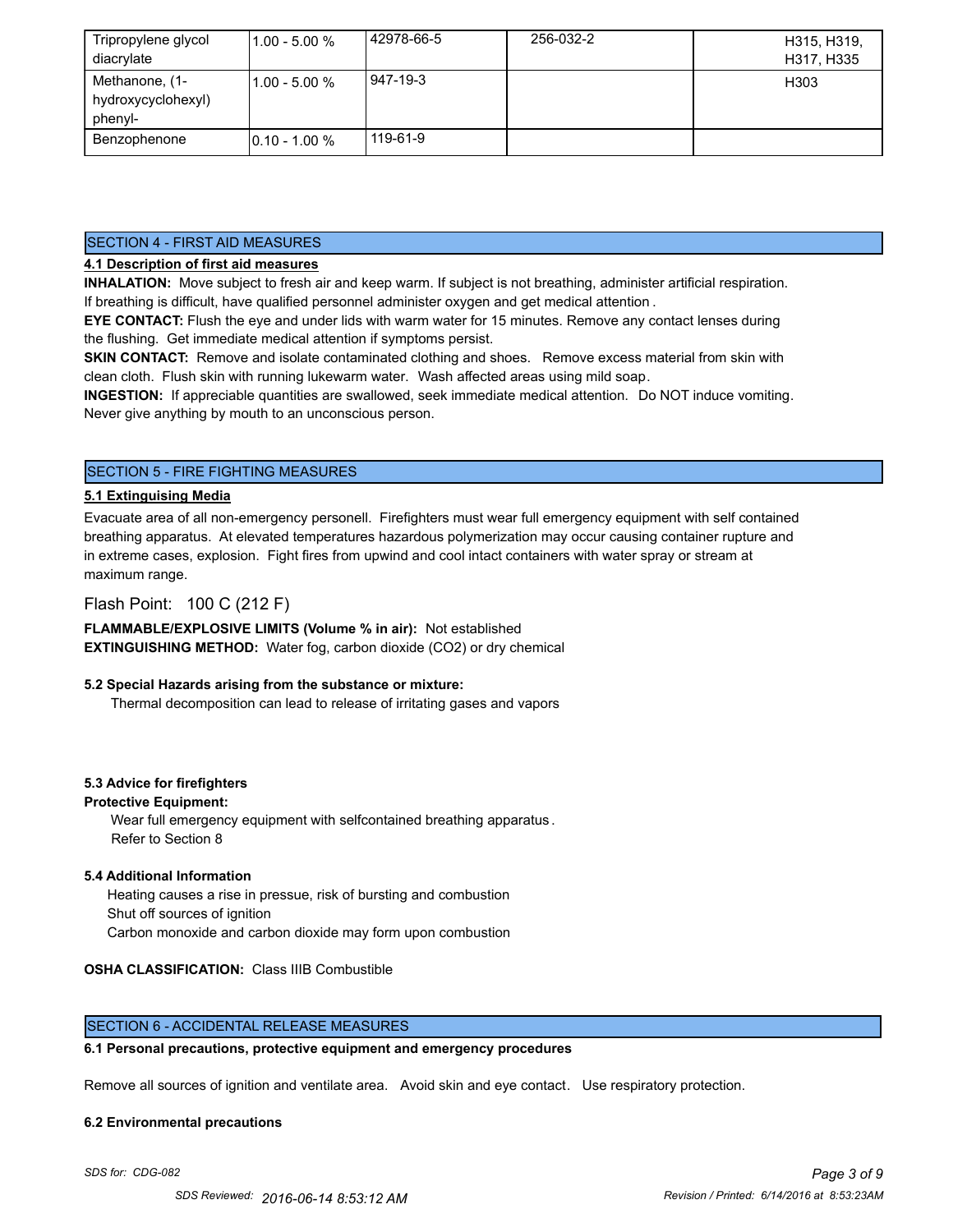| Tripropylene glycol diacrylate | 1.00 - 5.00 % | 42978-66-5 | 256-032-2 | H315, H319, H317, H335 |
|---|---|---|---|---|
| Methanone, (1-hydroxycyclohexyl) phenyl- | 1.00 - 5.00 % | 947-19-3 | | H303 |
| Benzophenone | 0.10 - 1.00 % | 119-61-9 | | |

## SECTION 4 - FIRST AID MEASURES

**4.1 Description of first aid measures**

**INHALATION:** Move subject to fresh air and keep warm. If subject is not breathing, administer artificial respiration. If breathing is difficult, have qualified personnel administer oxygen and get medical attention.

**EYE CONTACT:** Flush the eye and under lids with warm water for 15 minutes. Remove any contact lenses during the flushing. Get immediate medical attention if symptoms persist.

**SKIN CONTACT:** Remove and isolate contaminated clothing and shoes. Remove excess material from skin with clean cloth. Flush skin with running lukewarm water. Wash affected areas using mild soap.

**INGESTION:** If appreciable quantities are swallowed, seek immediate medical attention. Do NOT induce vomiting. Never give anything by mouth to an unconscious person.

## SECTION 5 - FIRE FIGHTING MEASURES

**5.1 Extinguising Media**

Evacuate area of all non-emergency personell. Firefighters must wear full emergency equipment with self contained breathing apparatus. At elevated temperatures hazardous polymerization may occur causing container rupture and in extreme cases, explosion. Fight fires from upwind and cool intact containers with water spray or stream at maximum range.

Flash Point: 100 C (212 F)

**FLAMMABLE/EXPLOSIVE LIMITS (Volume % in air):** Not established

**EXTINGUISHING METHOD:** Water fog, carbon dioxide ($CO_2$) or dry chemical

**5.2 Special Hazards arising from the substance or mixture:**

Thermal decomposition can lead to release of irritating gases and vapors

**5.3 Advice for firefighters**

**Protective Equipment:**

Wear full emergency equipment with selfcontained breathing apparatus.
Refer to Section 8

**5.4 Additional Information**

Heating causes a rise in pressue, risk of bursting and combustion
Shut off sources of ignition
Carbon monoxide and carbon dioxide may form upon combustion

**OSHA CLASSIFICATION:** Class IIIB Combustible

## SECTION 6 - ACCIDENTAL RELEASE MEASURES

**6.1 Personal precautions, protective equipment and emergency procedures**

Remove all sources of ignition and ventilate area. Avoid skin and eye contact. Use respiratory protection.

**6.2 Environmental precautions**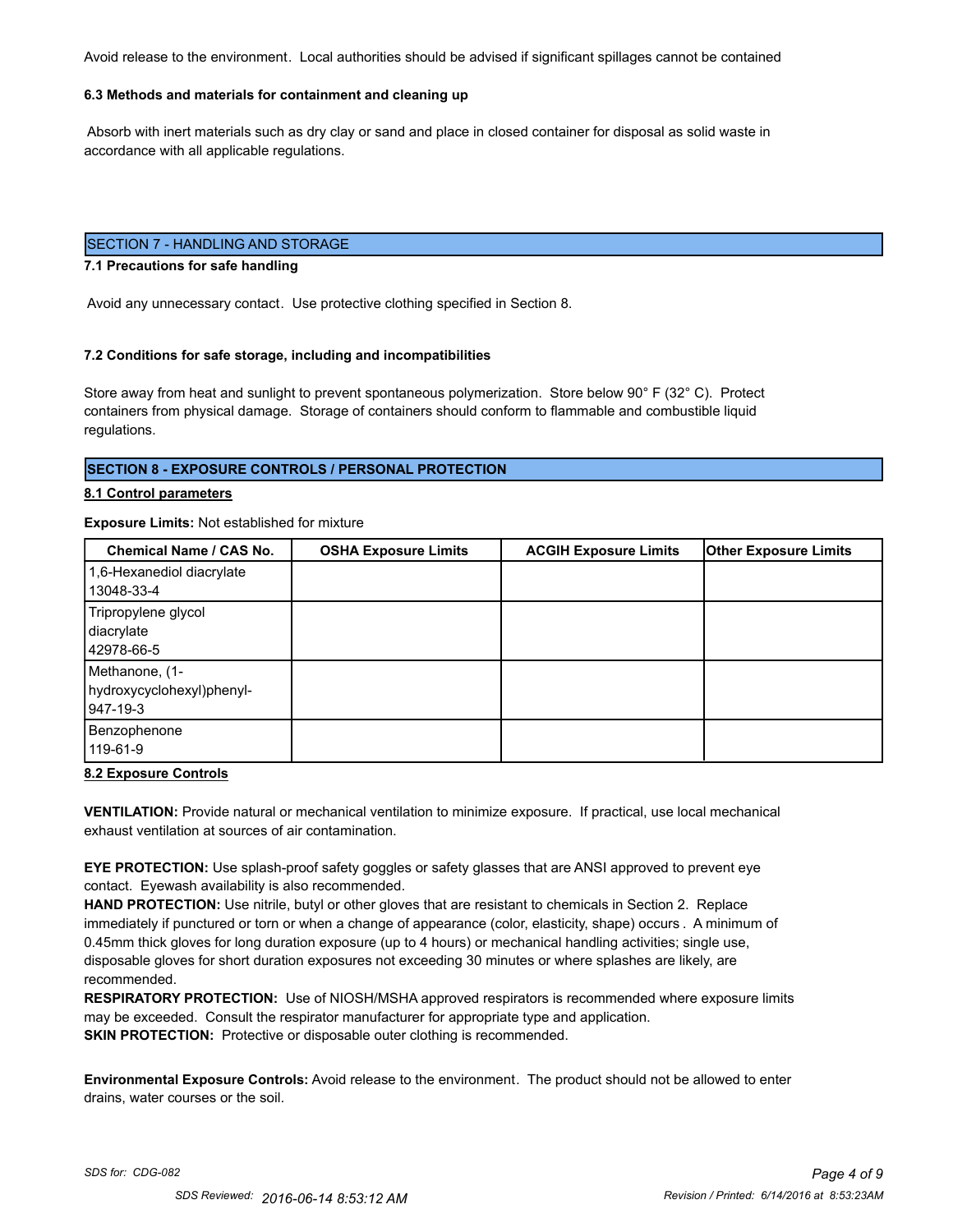Avoid release to the environment. Local authorities should be advised if significant spillages cannot be contained

**6.3 Methods and materials for containment and cleaning up**

Absorb with inert materials such as dry clay or sand and place in closed container for disposal as solid waste in accordance with all applicable regulations.

## SECTION 7 - HANDLING AND STORAGE

**7.1 Precautions for safe handling**

Avoid any unnecessary contact. Use protective clothing specified in Section 8.

**7.2 Conditions for safe storage, including and incompatibilities**

Store away from heat and sunlight to prevent spontaneous polymerization. Store below 90° F (32° C). Protect containers from physical damage. Storage of containers should conform to flammable and combustible liquid regulations.

## SECTION 8 - EXPOSURE CONTROLS / PERSONAL PROTECTION

**8.1 Control parameters**

**Exposure Limits:** Not established for mixture

| Chemical Name / CAS No. | OSHA Exposure Limits | ACGIH Exposure Limits | Other Exposure Limits |
|---|---|---|---|
| 1,6-Hexanediol diacrylate 13048-33-4 | | | |
| Tripropylene glycol diacrylate 42978-66-5 | | | |
| Methanone, (1-hydroxycyclohexyl)phenyl- 947-19-3 | | | |
| Benzophenone 119-61-9 | | | |

**8.2 Exposure Controls**

**VENTILATION:** Provide natural or mechanical ventilation to minimize exposure. If practical, use local mechanical exhaust ventilation at sources of air contamination.

**EYE PROTECTION:** Use splash-proof safety goggles or safety glasses that are ANSI approved to prevent eye contact. Eyewash availability is also recommended.

**HAND PROTECTION:** Use nitrile, butyl or other gloves that are resistant to chemicals in Section 2. Replace immediately if punctured or torn or when a change of appearance (color, elasticity, shape) occurs . A minimum of 0.45mm thick gloves for long duration exposure (up to 4 hours) or mechanical handling activities; single use, disposable gloves for short duration exposures not exceeding 30 minutes or where splashes are likely, are recommended.

**RESPIRATORY PROTECTION:** Use of NIOSH/MSHA approved respirators is recommended where exposure limits may be exceeded. Consult the respirator manufacturer for appropriate type and application.

**SKIN PROTECTION:** Protective or disposable outer clothing is recommended.

**Environmental Exposure Controls:** Avoid release to the environment. The product should not be allowed to enter drains, water courses or the soil.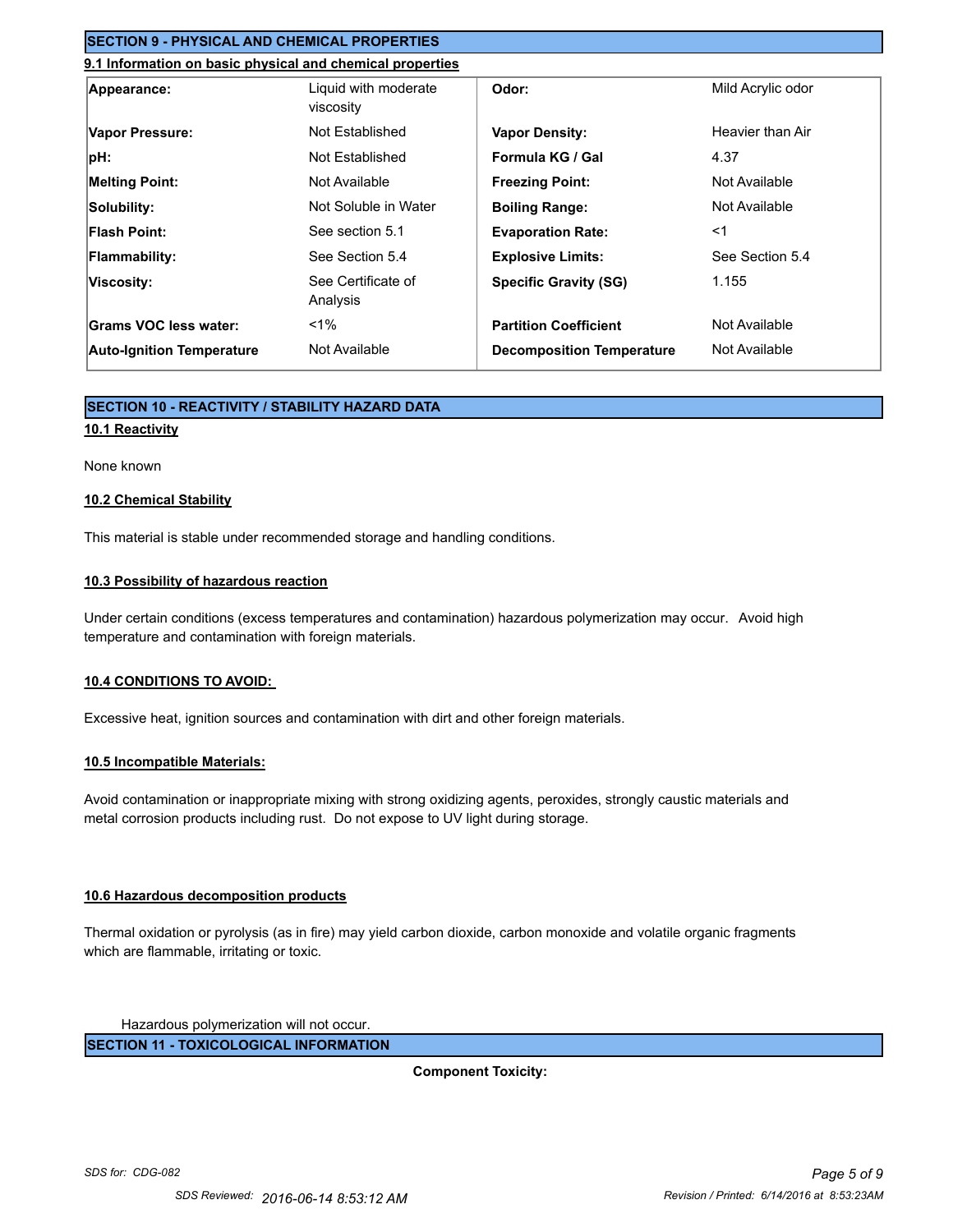## SECTION 9 - PHYSICAL AND CHEMICAL PROPERTIES

### 9.1 Information on basic physical and chemical properties

| | | | |
|---|---|---|---|
| **Appearance:** | Liquid with moderate viscosity | **Odor:** | Mild Acrylic odor |
| **Vapor Pressure:** | Not Established | **Vapor Density:** | Heavier than Air |
| **pH:** | Not Established | **Formula KG / Gal** | 4.37 |
| **Melting Point:** | Not Available | **Freezing Point:** | Not Available |
| **Solubility:** | Not Soluble in Water | **Boiling Range:** | Not Available |
| **Flash Point:** | See section 5.1 | **Evaporation Rate:** | <1 |
| **Flammability:** | See Section 5.4 | **Explosive Limits:** | See Section 5.4 |
| **Viscosity:** | See Certificate of Analysis | **Specific Gravity (SG)** | 1.155 |
| **Grams VOC less water:** | <1% | **Partition Coefficient** | Not Available |
| **Auto-Ignition Temperature** | Not Available | **Decomposition Temperature** | Not Available |

## SECTION 10 - REACTIVITY / STABILITY HAZARD DATA

### 10.1 Reactivity

None known

### 10.2 Chemical Stability

This material is stable under recommended storage and handling conditions.

### 10.3 Possibility of hazardous reaction

Under certain conditions (excess temperatures and contamination) hazardous polymerization may occur. Avoid high temperature and contamination with foreign materials.

### 10.4 CONDITIONS TO AVOID:

Excessive heat, ignition sources and contamination with dirt and other foreign materials.

### 10.5 Incompatible Materials:

Avoid contamination or inappropriate mixing with strong oxidizing agents, peroxides, strongly caustic materials and metal corrosion products including rust. Do not expose to UV light during storage.

### 10.6 Hazardous decomposition products

Thermal oxidation or pyrolysis (as in fire) may yield carbon dioxide, carbon monoxide and volatile organic fragments which are flammable, irritating or toxic.

Hazardous polymerization will not occur.

## SECTION 11 - TOXICOLOGICAL INFORMATION

**Component Toxicity:**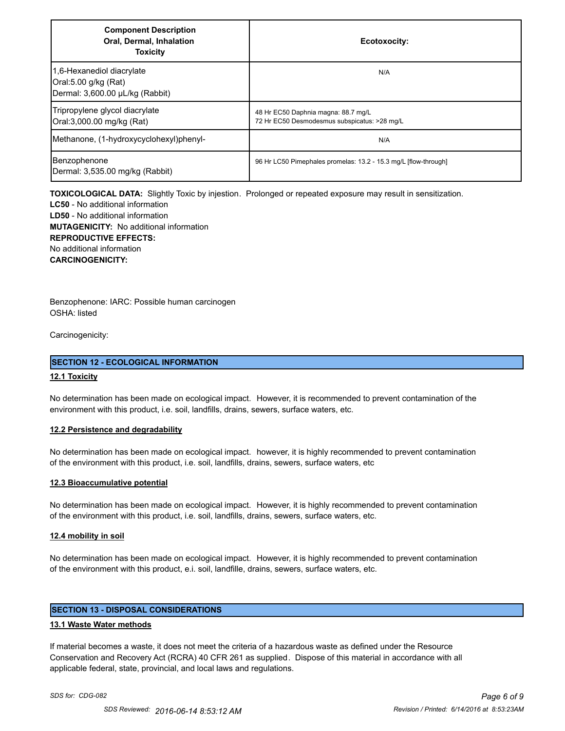| Component Description<br>Oral, Dermal, Inhalation<br>Toxicity | Ecotoxocity: |
|---|---|
| 1,6-Hexanediol diacrylate<br>Oral:5.00 g/kg (Rat)<br>Dermal: 3,600.00 µL/kg (Rabbit) | N/A |
| Tripropylene glycol diacrylate<br>Oral:3,000.00 mg/kg (Rat) | 48 Hr EC50 Daphnia magna: 88.7 mg/L<br>72 Hr EC50 Desmodesmus subspicatus: >28 mg/L |
| Methanone, (1-hydroxycyclohexyl)phenyl- | N/A |
| Benzophenone<br>Dermal: 3,535.00 mg/kg (Rabbit) | 96 Hr LC50 Pimephales promelas: 13.2 - 15.3 mg/L [flow-through] |

**TOXICOLOGICAL DATA:** Slightly Toxic by injestion. Prolonged or repeated exposure may result in sensitization.
**LC50** - No additional information
**LD50** - No additional information
**MUTAGENICITY:** No additional information
**REPRODUCTIVE EFFECTS:**
No additional information
**CARCINOGENICITY:**

Benzophenone: IARC: Possible human carcinogen
OSHA: listed

Carcinogenicity:

## SECTION 12 - ECOLOGICAL INFORMATION

### 12.1 Toxicity

No determination has been made on ecological impact. However, it is recommended to prevent contamination of the environment with this product, i.e. soil, landfills, drains, sewers, surface waters, etc.

### 12.2 Persistence and degradability

No determination has been made on ecological impact. however, it is highly recommended to prevent contamination of the environment with this product, i.e. soil, landfills, drains, sewers, surface waters, etc

### 12.3 Bioaccumulative potential

No determination has been made on ecological impact. However, it is highly recommended to prevent contamination of the environment with this product, i.e. soil, landfills, drains, sewers, surface waters, etc.

### 12.4 mobility in soil

No determination has been made on ecological impact. However, it is highly recommended to prevent contamination of the environment with this product, e.i. soil, landfille, drains, sewers, surface waters, etc.

## SECTION 13 - DISPOSAL CONSIDERATIONS

### 13.1 Waste Water methods

If material becomes a waste, it does not meet the criteria of a hazardous waste as defined under the Resource Conservation and Recovery Act (RCRA) 40 CFR 261 as supplied. Dispose of this material in accordance with all applicable federal, state, provincial, and local laws and regulations.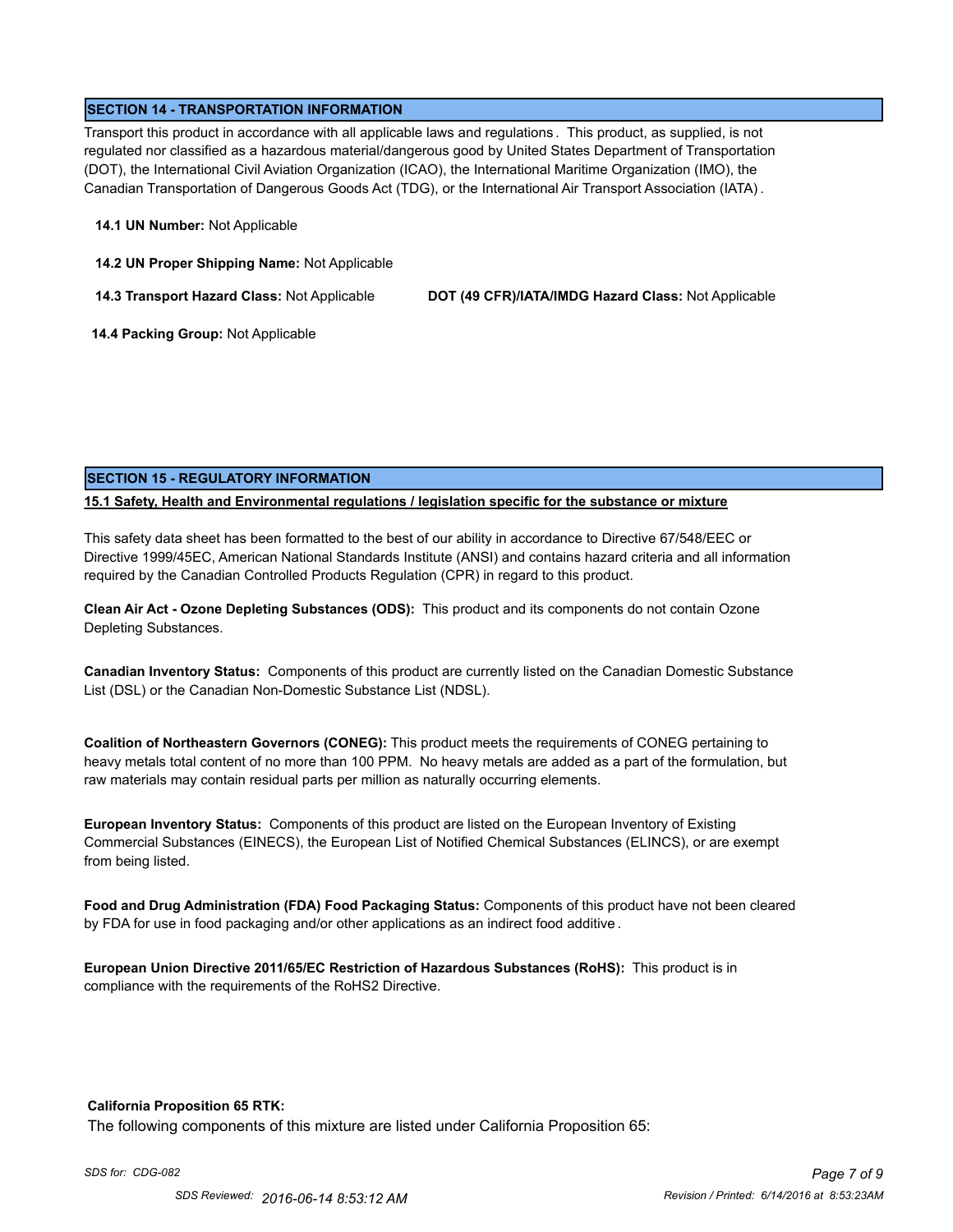## SECTION 14 - TRANSPORTATION INFORMATION

Transport this product in accordance with all applicable laws and regulations. This product, as supplied, is not regulated nor classified as a hazardous material/dangerous good by United States Department of Transportation (DOT), the International Civil Aviation Organization (ICAO), the International Maritime Organization (IMO), the Canadian Transportation of Dangerous Goods Act (TDG), or the International Air Transport Association (IATA).

**14.1 UN Number:** Not Applicable

**14.2 UN Proper Shipping Name:** Not Applicable

**14.3 Transport Hazard Class:** Not Applicable

**DOT (49 CFR)/IATA/IMDG Hazard Class:** Not Applicable

**14.4 Packing Group:** Not Applicable

## SECTION 15 - REGULATORY INFORMATION

**15.1 Safety, Health and Environmental regulations / legislation specific for the substance or mixture**

This safety data sheet has been formatted to the best of our ability in accordance to Directive 67/548/EEC or Directive 1999/45EC, American National Standards Institute (ANSI) and contains hazard criteria and all information required by the Canadian Controlled Products Regulation (CPR) in regard to this product.

**Clean Air Act - Ozone Depleting Substances (ODS):** This product and its components do not contain Ozone Depleting Substances.

**Canadian Inventory Status:** Components of this product are currently listed on the Canadian Domestic Substance List (DSL) or the Canadian Non-Domestic Substance List (NDSL).

**Coalition of Northeastern Governors (CONEG):** This product meets the requirements of CONEG pertaining to heavy metals total content of no more than 100 PPM. No heavy metals are added as a part of the formulation, but raw materials may contain residual parts per million as naturally occurring elements.

**European Inventory Status:** Components of this product are listed on the European Inventory of Existing Commercial Substances (EINECS), the European List of Notified Chemical Substances (ELINCS), or are exempt from being listed.

**Food and Drug Administration (FDA) Food Packaging Status:** Components of this product have not been cleared by FDA for use in food packaging and/or other applications as an indirect food additive.

**European Union Directive 2011/65/EC Restriction of Hazardous Substances (RoHS):** This product is in compliance with the requirements of the RoHS2 Directive.

**California Proposition 65 RTK:**

The following components of this mixture are listed under California Proposition 65: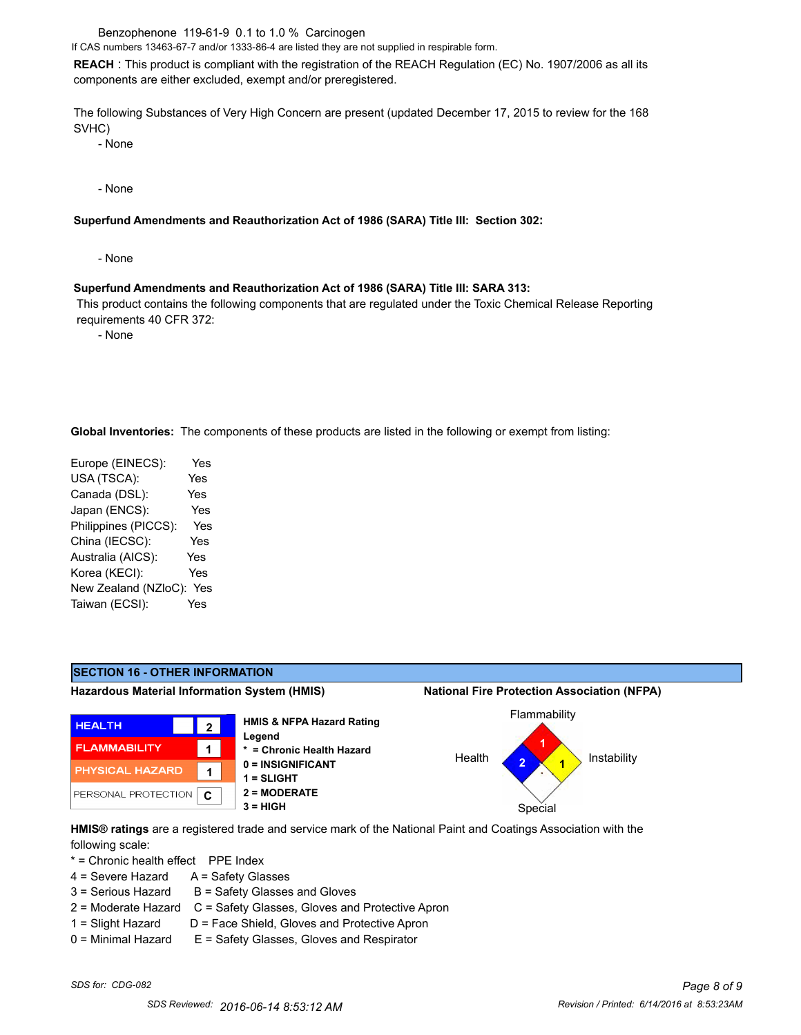Benzophenone 119-61-9 0.1 to 1.0 % Carcinogen

If CAS numbers 13463-67-7 and/or 1333-86-4 are listed they are not supplied in respirable form.

**REACH** : This product is compliant with the registration of the REACH Regulation (EC) No. 1907/2006 as all its components are either excluded, exempt and/or preregistered.

The following Substances of Very High Concern are present (updated December 17, 2015 to review for the 168 SVHC)

- None

- None

**Superfund Amendments and Reauthorization Act of 1986 (SARA) Title III: Section 302:**

- None

**Superfund Amendments and Reauthorization Act of 1986 (SARA) Title III: SARA 313:**

This product contains the following components that are regulated under the Toxic Chemical Release Reporting requirements 40 CFR 372:

- None

**Global Inventories:** The components of these products are listed in the following or exempt from listing:

| Inventory | Listed |
| --- | --- |
| Europe (EINECS): | Yes |
| USA (TSCA): | Yes |
| Canada (DSL): | Yes |
| Japan (ENCS): | Yes |
| Philippines (PICCS): | Yes |
| China (IECSC): | Yes |
| Australia (AICS): | Yes |
| Korea (KECI): | Yes |
| New Zealand (NZIoC): | Yes |
| Taiwan (ECSI): | Yes |

## SECTION 16 - OTHER INFORMATION

**Hazardous Material Information System (HMIS)**

| | |
| --- | --- |
| HEALTH | 2 |
| FLAMMABILITY | 1 |
| PHYSICAL HAZARD | 1 |
| PERSONAL PROTECTION | C |

**HMIS & NFPA Hazard Rating Legend**

**\* = Chronic Health Hazard**
**0 = INSIGNIFICANT**
**1 = SLIGHT**
**2 = MODERATE**
**3 = HIGH**

**National Fire Protection Association (NFPA)**

| Flammability | Health | Instability | Special |
| --- | --- | --- | --- |
| 1 | 2 | 1 | |

**HMIS® ratings** are a registered trade and service mark of the National Paint and Coatings Association with the following scale:

| * = Chronic health effect | PPE Index |
| --- | --- |
| 4 = Severe Hazard | A = Safety Glasses |
| 3 = Serious Hazard | B = Safety Glasses and Gloves |
| 2 = Moderate Hazard | C = Safety Glasses, Gloves and Protective Apron |
| 1 = Slight Hazard | D = Face Shield, Gloves and Protective Apron |
| 0 = Minimal Hazard | E = Safety Glasses, Gloves and Respirator |

*SDS for: CDG-082*

*SDS Reviewed: 2016-06-14 8:53:12 AM*

*Revision / Printed: 6/14/2016 at 8:53:23AM*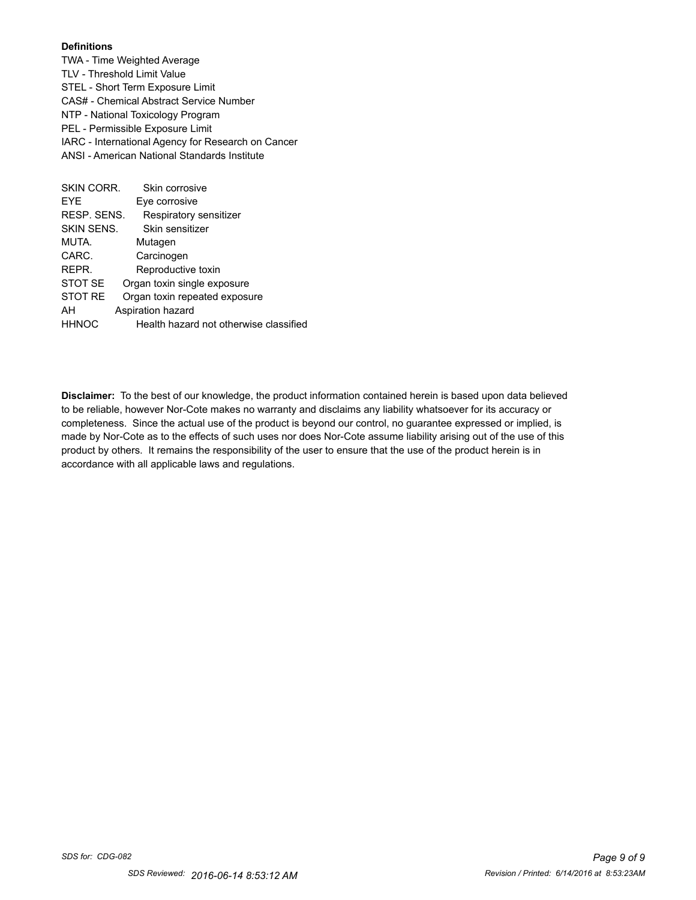**Definitions**

TWA - Time Weighted Average
TLV - Threshold Limit Value
STEL - Short Term Exposure Limit
CAS# - Chemical Abstract Service Number
NTP - National Toxicology Program
PEL - Permissible Exposure Limit
IARC - International Agency for Research on Cancer
ANSI - American National Standards Institute

| | |
|---|---|
| SKIN CORR. | Skin corrosive |
| EYE | Eye corrosive |
| RESP. SENS. | Respiratory sensitizer |
| SKIN SENS. | Skin sensitizer |
| MUTA. | Mutagen |
| CARC. | Carcinogen |
| REPR. | Reproductive toxin |
| STOT SE | Organ toxin single exposure |
| STOT RE | Organ toxin repeated exposure |
| AH | Aspiration hazard |
| HHNOC | Health hazard not otherwise classified |

**Disclaimer:** To the best of our knowledge, the product information contained herein is based upon data believed to be reliable, however Nor-Cote makes no warranty and disclaims any liability whatsoever for its accuracy or completeness. Since the actual use of the product is beyond our control, no guarantee expressed or implied, is made by Nor-Cote as to the effects of such uses nor does Nor-Cote assume liability arising out of the use of this product by others. It remains the responsibility of the user to ensure that the use of the product herein is in accordance with all applicable laws and regulations.